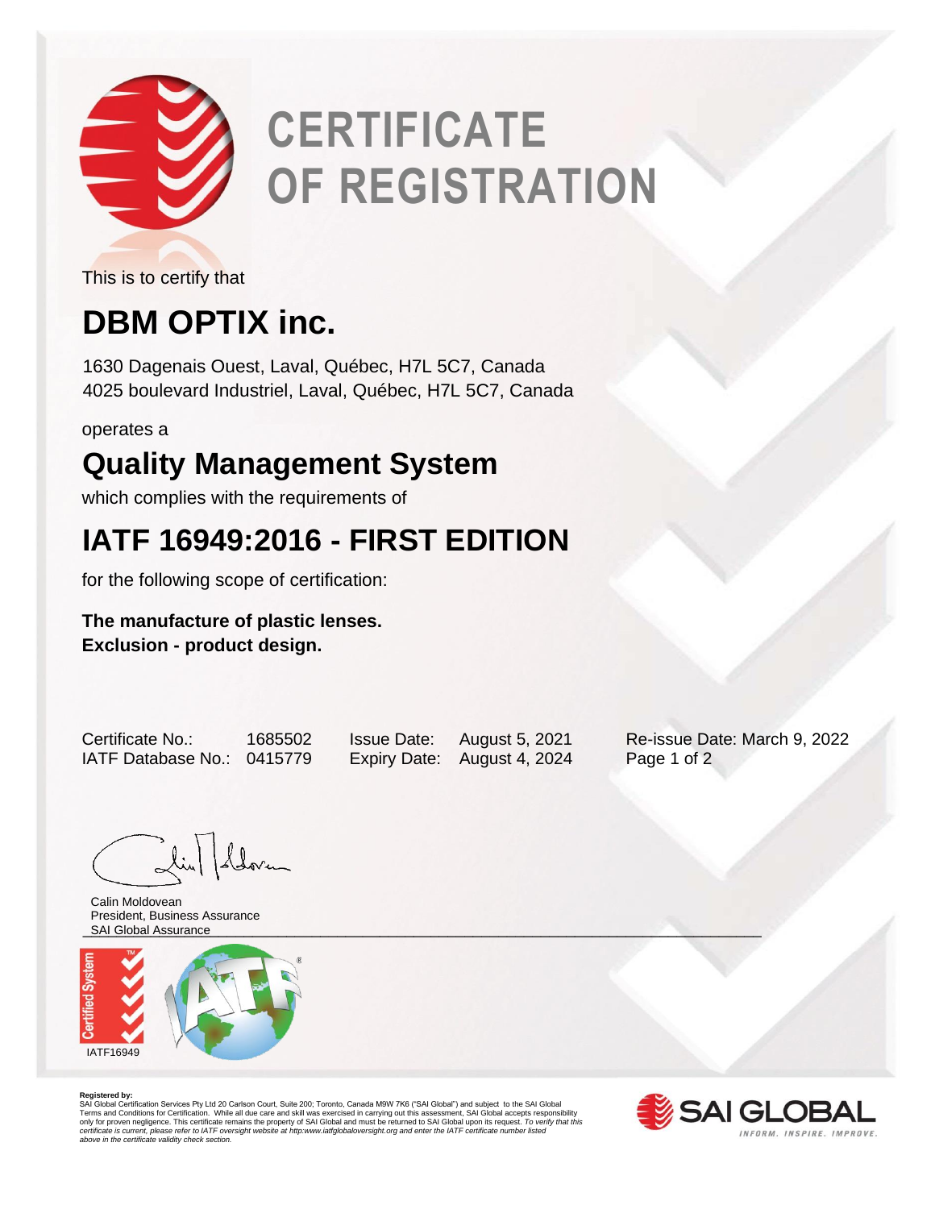# CERTIFICATE OF REGISTRATION

This is to certify that

## DBM OPTIX inc.

1630 Dagenais Ouest, Laval, Québec, H7L 5C7, Canada
4025 boulevard Industriel, Laval, Québec, H7L 5C7, Canada

operates a

## Quality Management System

which complies with the requirements of

## IATF 16949:2016 - FIRST EDITION

for the following scope of certification:

**The manufacture of plastic lenses.**
**Exclusion - product design.**

| | | | | |
|---|---|---|---|---|
| Certificate No.: | 1685502 | Issue Date: | August 5, 2021 | Re-issue Date: March 9, 2022 |
| IATF Database No.: | 0415779 | Expiry Date: | August 4, 2024 | |

Calin Moldovean
President, Business Assurance
SAI Global Assurance

IATF16949

**Registered by:**
SAI Global Certification Services Pty Ltd 20 Carlson Court, Suite 200; Toronto, Canada M9W 7K6 ("SAI Global") and subject to the SAI Global Terms and Conditions for Certification. While all due care and skill was exercised in carrying out this assessment, SAI Global accepts responsibility only for proven negligence. This certificate remains the property of SAI Global and must be returned to SAI Global upon its request. *To verify that this certificate is current, please refer to IATF oversight website at http:www.iatfglobaloversight.org and enter the IATF certificate number listed above in the certificate validity check section.*

SAI GLOBAL
INFORM. INSPIRE. IMPROVE.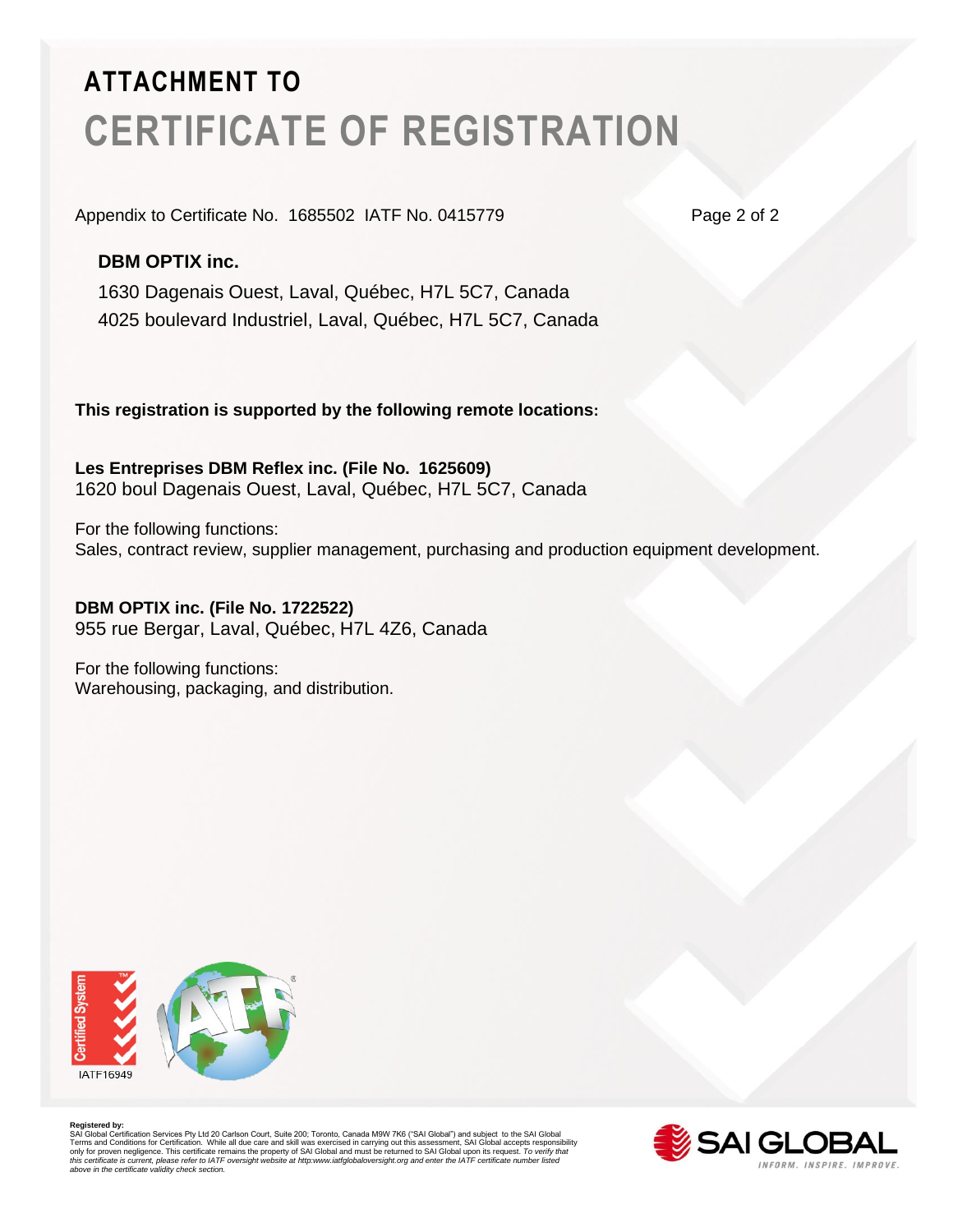# ATTACHMENT TO

# CERTIFICATE OF REGISTRATION

Appendix to Certificate No. 1685502 IATF No. 0415779

**DBM OPTIX inc.**

1630 Dagenais Ouest, Laval, Québec, H7L 5C7, Canada
4025 boulevard Industriel, Laval, Québec, H7L 5C7, Canada

**This registration is supported by the following remote locations:**

**Les Entreprises DBM Reflex inc. (File No. 1625609)**
1620 boul Dagenais Ouest, Laval, Québec, H7L 5C7, Canada

For the following functions:
Sales, contract review, supplier management, purchasing and production equipment development.

**DBM OPTIX inc. (File No. 1722522)**
955 rue Bergar, Laval, Québec, H7L 4Z6, Canada

For the following functions:
Warehousing, packaging, and distribution.

Certified System TM
IATF16949

**Registered by:**
SAI Global Certification Services Pty Ltd 20 Carlson Court, Suite 200; Toronto, Canada M9W 7K6 ("SAI Global") and subject to the SAI Global Terms and Conditions for Certification. While all due care and skill was exercised in carrying out this assessment, SAI Global accepts responsibility only for proven negligence. This certificate remains the property of SAI Global and must be returned to SAI Global upon its request. *To verify that this certificate is current, please refer to IATF oversight website at http:www.iatfglobaloversight.org and enter the IATF certificate number listed above in the certificate validity check section.*

SAI GLOBAL
INFORM. INSPIRE. IMPROVE.